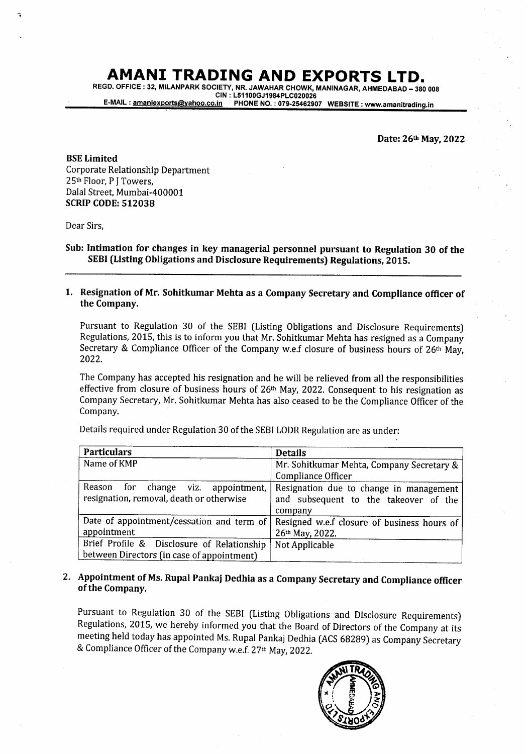# AMANI TRADING AND EXPORTS LTD.

REGD. OFFICE : 32, MILANPARK SOCIETY, NR. JAWAHAR CHOWK, MANINAGAR, AHMEDABAD – 380 008
CIN : L51100GJ1984PLC020026
E-MAIL : amaniexports@yahoo.co.in PHONE NO. : 079-25462907 WEBSITE : www.amanitrading.in

Date: 26th May, 2022

**BSE Limited**
Corporate Relationship Department
25th Floor, P J Towers,
Dalal Street, Mumbai-400001
**SCRIP CODE: 512038**

Dear Sirs,

**Sub: Intimation for changes in key managerial personnel pursuant to Regulation 30 of the SEBI (Listing Obligations and Disclosure Requirements) Regulations, 2015.**

**1. Resignation of Mr. Sohitkumar Mehta as a Company Secretary and Compliance officer of the Company.**

Pursuant to Regulation 30 of the SEBI (Listing Obligations and Disclosure Requirements) Regulations, 2015, this is to inform you that Mr. Sohitkumar Mehta has resigned as a Company Secretary & Compliance Officer of the Company w.e.f closure of business hours of 26th May, 2022.

The Company has accepted his resignation and he will be relieved from all the responsibilities effective from closure of business hours of 26th May, 2022. Consequent to his resignation as Company Secretary, Mr. Sohitkumar Mehta has also ceased to be the Compliance Officer of the Company.

Details required under Regulation 30 of the SEBI LODR Regulation are as under:

| Particulars | Details |
|---|---|
| Name of KMP | Mr. Sohitkumar Mehta, Company Secretary & Compliance Officer |
| Reason for change viz. appointment, resignation, removal, death or otherwise | Resignation due to change in management and subsequent to the takeover of the company |
| Date of appointment/cessation and term of appointment | Resigned w.e.f closure of business hours of 26th May, 2022. |
| Brief Profile & Disclosure of Relationship between Directors (in case of appointment) | Not Applicable |

**2. Appointment of Ms. Rupal Pankaj Dedhia as a Company Secretary and Compliance officer of the Company.**

Pursuant to Regulation 30 of the SEBI (Listing Obligations and Disclosure Requirements) Regulations, 2015, we hereby informed you that the Board of Directors of the Company at its meeting held today has appointed Ms. Rupal Pankaj Dedhia (ACS 68289) as Company Secretary & Compliance Officer of the Company w.e.f. 27th May, 2022.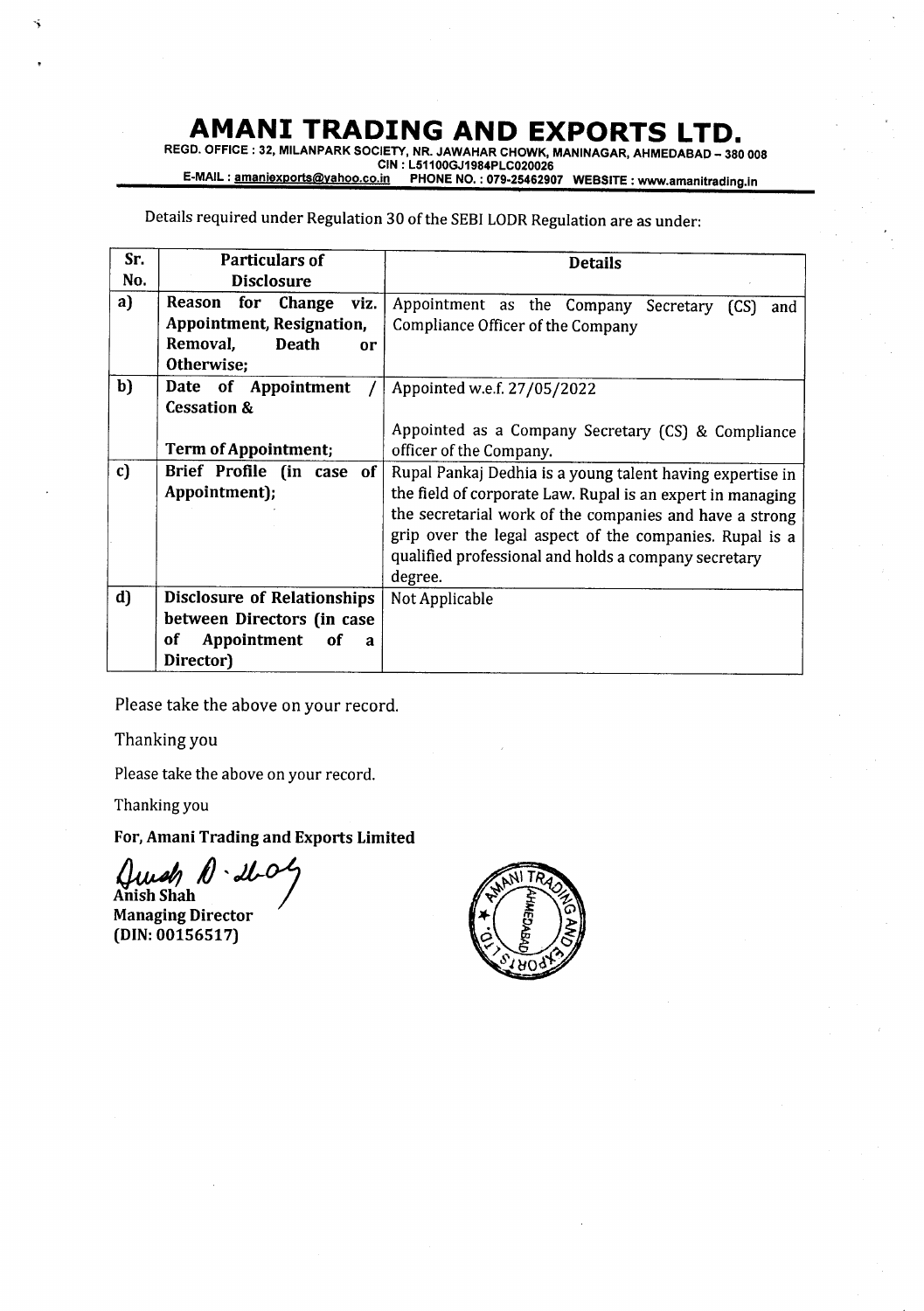# AMANI TRADING AND EXPORTS LTD.

REGD. OFFICE : 32, MILANPARK SOCIETY, NR. JAWAHAR CHOWK, MANINAGAR, AHMEDABAD – 380 008
CIN : L51100GJ1984PLC020026
E-MAIL : amaniexports@yahoo.co.in PHONE NO. : 079-25462907 WEBSITE : www.amanitrading.in

Details required under Regulation 30 of the SEBI LODR Regulation are as under:

| Sr. No. | Particulars of Disclosure | Details |
|---|---|---|
| a) | **Reason for Change viz. Appointment, Resignation, Removal, Death or Otherwise;** | Appointment as the Company Secretary (CS) and Compliance Officer of the Company |
| b) | **Date of Appointment / Cessation &**<br><br>**Term of Appointment;** | Appointed w.e.f. 27/05/2022<br><br>Appointed as a Company Secretary (CS) & Compliance officer of the Company. |
| c) | **Brief Profile (in case of Appointment);** | Rupal Pankaj Dedhia is a young talent having expertise in the field of corporate Law. Rupal is an expert in managing the secretarial work of the companies and have a strong grip over the legal aspect of the companies. Rupal is a qualified professional and holds a company secretary degree. |
| d) | **Disclosure of Relationships between Directors (in case of Appointment of a Director)** | Not Applicable |

Please take the above on your record.

Thanking you

Please take the above on your record.

Thanking you

**For, Amani Trading and Exports Limited**

**Anish Shah**
**Managing Director**
**(DIN: 00156517)**